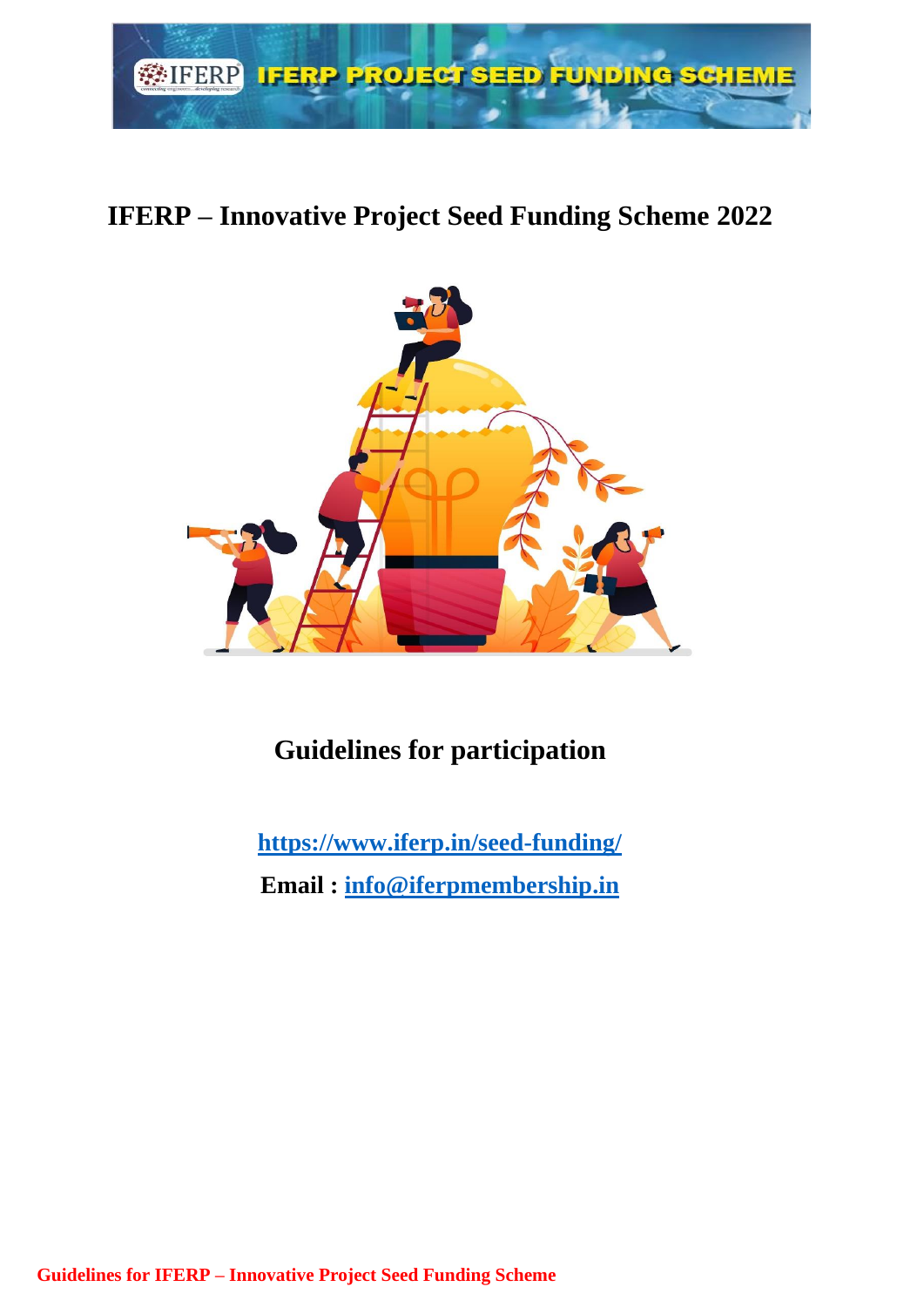# IFERP – Innovative Project Seed Funding Scheme 2022

## Guidelines for participation

**[https://www.iferp.in/seed-funding/](https://www.iferp.in/seed-funding/)**

**Email : [info@iferpmembership.in](mailto:info@iferpmembership.in)**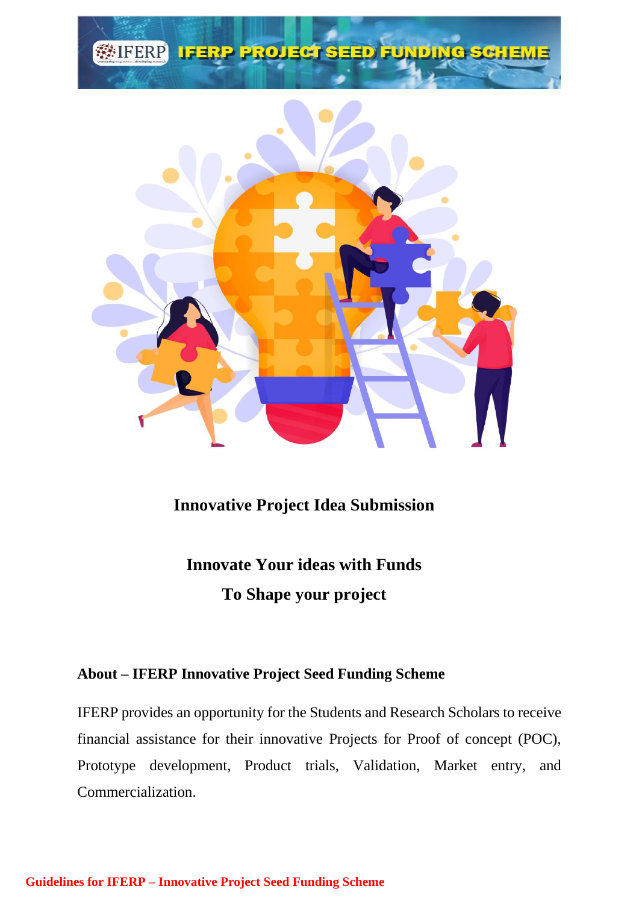## Innovative Project Idea Submission

## Innovate Your ideas with Funds
## To Shape your project

### About – IFERP Innovative Project Seed Funding Scheme

IFERP provides an opportunity for the Students and Research Scholars to receive financial assistance for their innovative Projects for Proof of concept (POC), Prototype development, Product trials, Validation, Market entry, and Commercialization.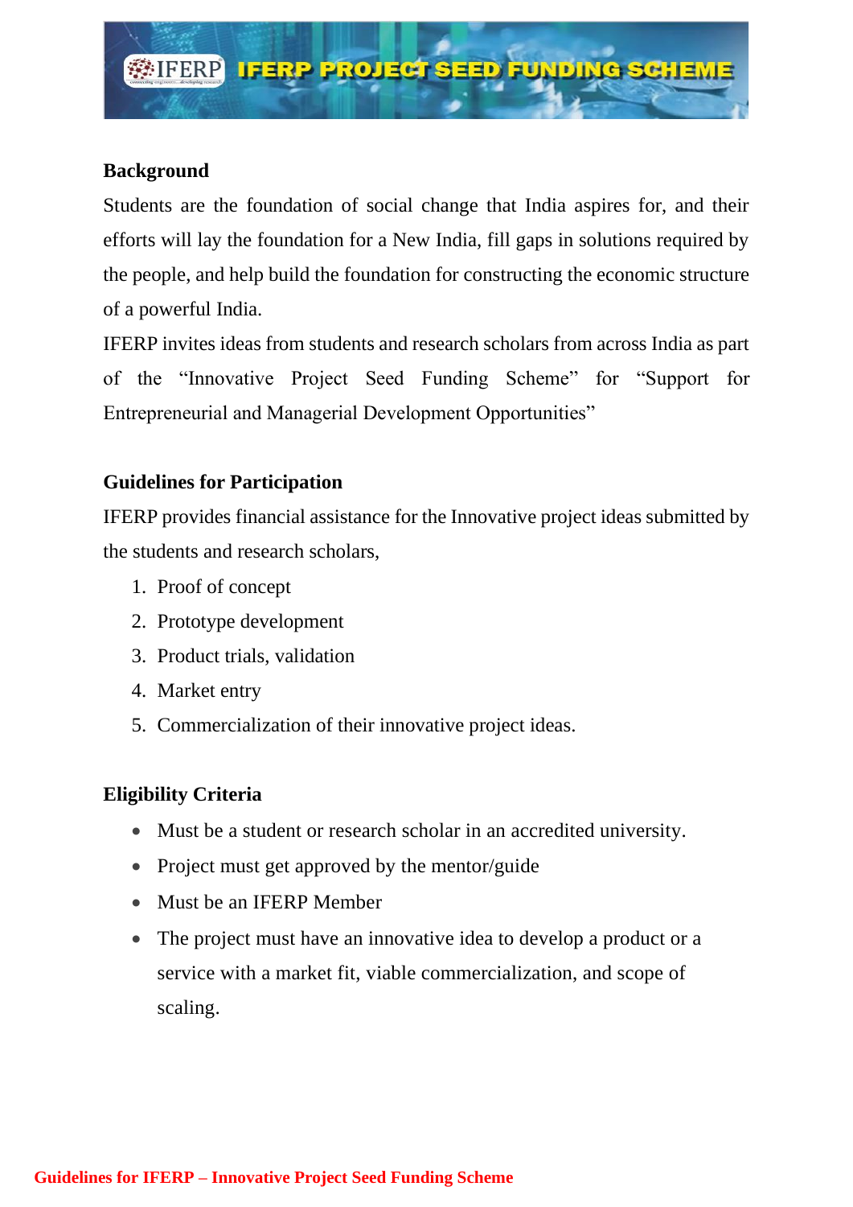## Background

Students are the foundation of social change that India aspires for, and their efforts will lay the foundation for a New India, fill gaps in solutions required by the people, and help build the foundation for constructing the economic structure of a powerful India.

IFERP invites ideas from students and research scholars from across India as part of the "Innovative Project Seed Funding Scheme" for "Support for Entrepreneurial and Managerial Development Opportunities"

## Guidelines for Participation

IFERP provides financial assistance for the Innovative project ideas submitted by the students and research scholars,

1. Proof of concept
2. Prototype development
3. Product trials, validation
4. Market entry
5. Commercialization of their innovative project ideas.

## Eligibility Criteria

- Must be a student or research scholar in an accredited university.
- Project must get approved by the mentor/guide
- Must be an IFERP Member
- The project must have an innovative idea to develop a product or a service with a market fit, viable commercialization, and scope of scaling.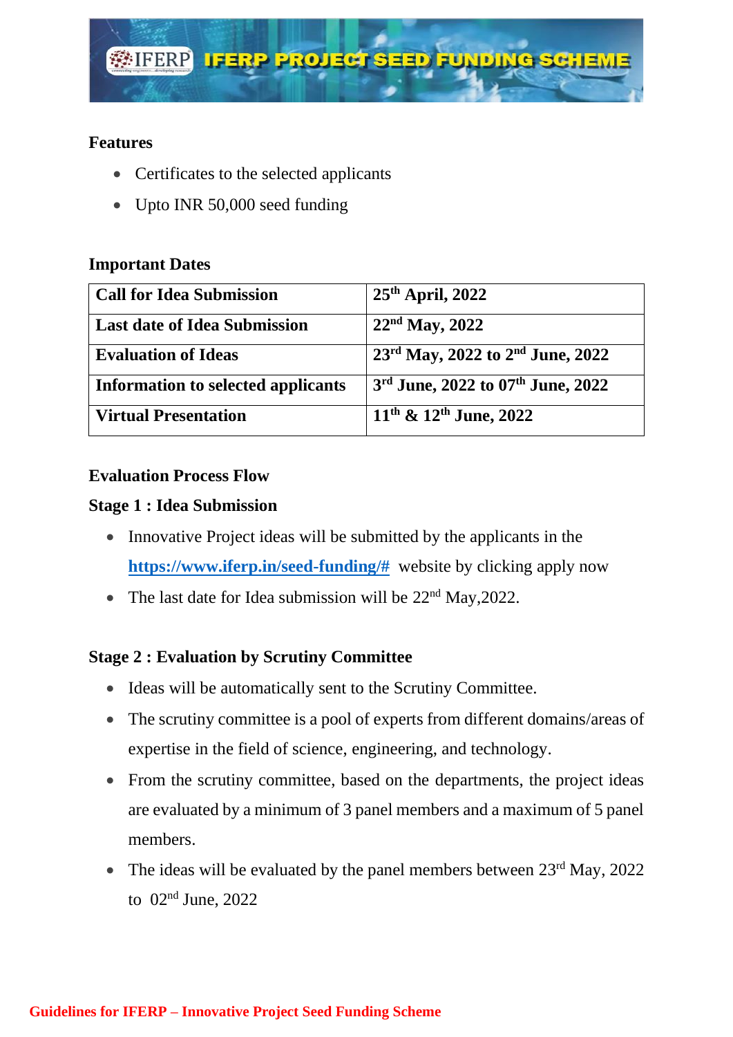**Features**

- Certificates to the selected applicants
- Upto INR 50,000 seed funding

**Important Dates**

| **Call for Idea Submission** | **25th April, 2022** |
|---|---|
| **Last date of Idea Submission** | **22nd May, 2022** |
| **Evaluation of Ideas** | **23rd May, 2022 to 2nd June, 2022** |
| **Information to selected applicants** | **3rd June, 2022 to 07th June, 2022** |
| **Virtual Presentation** | **11th & 12th June, 2022** |

**Evaluation Process Flow**

**Stage 1 : Idea Submission**

- Innovative Project ideas will be submitted by the applicants in the **https://www.iferp.in/seed-funding/#** website by clicking apply now
- The last date for Idea submission will be 22nd May,2022.

**Stage 2 : Evaluation by Scrutiny Committee**

- Ideas will be automatically sent to the Scrutiny Committee.
- The scrutiny committee is a pool of experts from different domains/areas of expertise in the field of science, engineering, and technology.
- From the scrutiny committee, based on the departments, the project ideas are evaluated by a minimum of 3 panel members and a maximum of 5 panel members.
- The ideas will be evaluated by the panel members between 23rd May, 2022 to 02nd June, 2022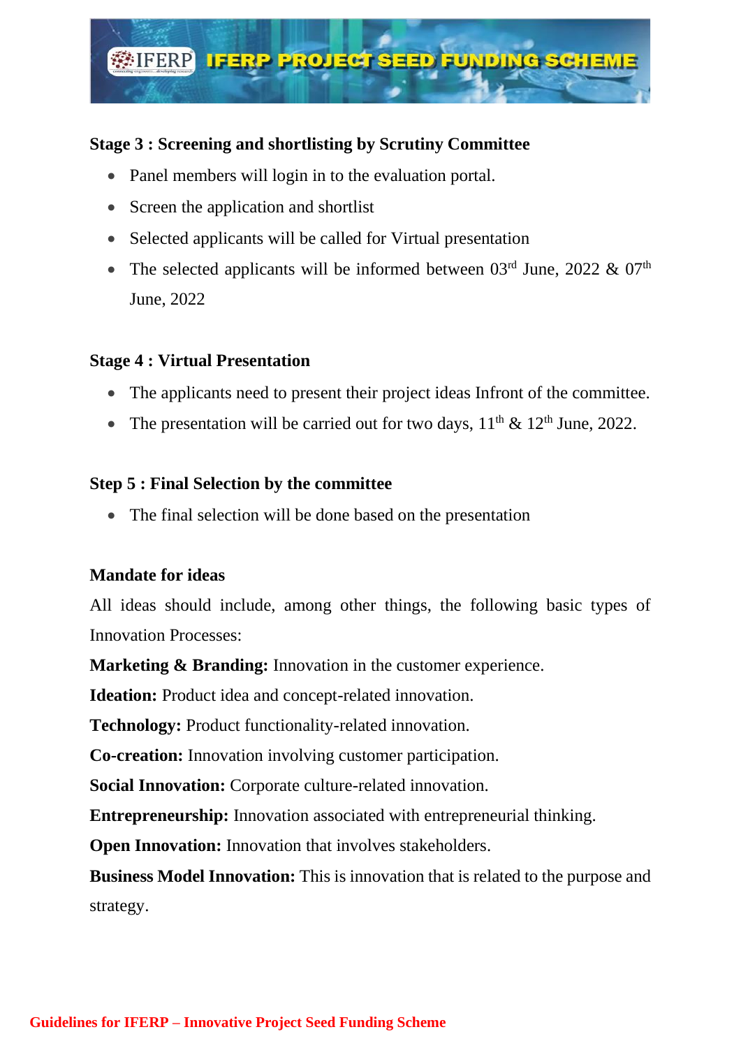### Stage 3 : Screening and shortlisting by Scrutiny Committee

- Panel members will login in to the evaluation portal.
- Screen the application and shortlist
- Selected applicants will be called for Virtual presentation
- The selected applicants will be informed between 03rd June, 2022 & 07th June, 2022

### Stage 4 : Virtual Presentation

- The applicants need to present their project ideas Infront of the committee.
- The presentation will be carried out for two days, 11th & 12th June, 2022.

### Step 5 : Final Selection by the committee

- The final selection will be done based on the presentation

### Mandate for ideas

All ideas should include, among other things, the following basic types of Innovation Processes:

**Marketing & Branding:** Innovation in the customer experience.

**Ideation:** Product idea and concept-related innovation.

**Technology:** Product functionality-related innovation.

**Co-creation:** Innovation involving customer participation.

**Social Innovation:** Corporate culture-related innovation.

**Entrepreneurship:** Innovation associated with entrepreneurial thinking.

**Open Innovation:** Innovation that involves stakeholders.

**Business Model Innovation:** This is innovation that is related to the purpose and strategy.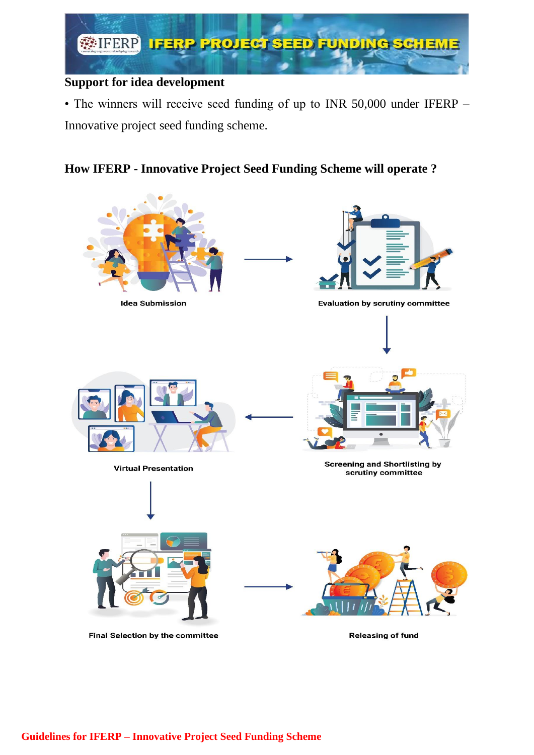## Support for idea development

- The winners will receive seed funding of up to INR 50,000 under IFERP – Innovative project seed funding scheme.

## How IFERP - Innovative Project Seed Funding Scheme will operate ?

Idea Submission

Evaluation by scrutiny committee

Screening and Shortlisting by scrutiny committee

Virtual Presentation

Final Selection by the committee

Releasing of fund